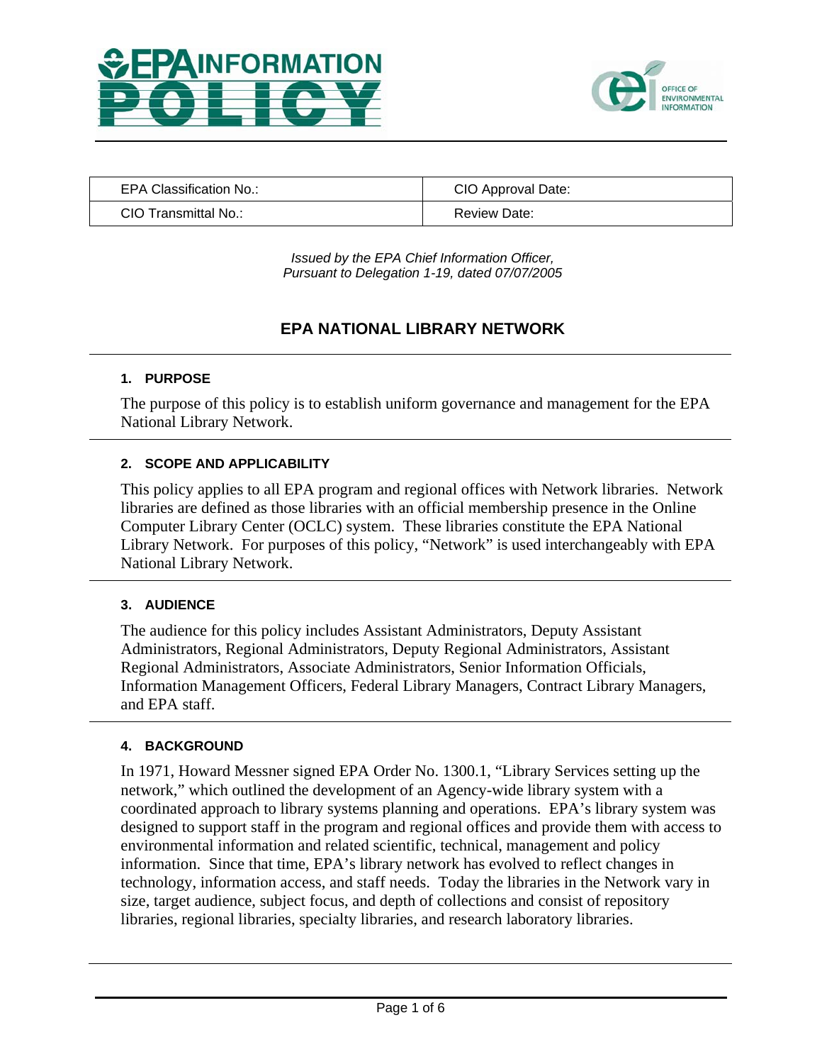| EPA Classification No.: | CIO Approval Date: |
| --- | --- |
| CIO Transmittal No.: | Review Date: |

*Issued by the EPA Chief Information Officer,*
*Pursuant to Delegation 1-19, dated 07/07/2005*

# EPA NATIONAL LIBRARY NETWORK

## 1. PURPOSE

The purpose of this policy is to establish uniform governance and management for the EPA National Library Network.

## 2. SCOPE AND APPLICABILITY

This policy applies to all EPA program and regional offices with Network libraries. Network libraries are defined as those libraries with an official membership presence in the Online Computer Library Center (OCLC) system. These libraries constitute the EPA National Library Network. For purposes of this policy, "Network" is used interchangeably with EPA National Library Network.

## 3. AUDIENCE

The audience for this policy includes Assistant Administrators, Deputy Assistant Administrators, Regional Administrators, Deputy Regional Administrators, Assistant Regional Administrators, Associate Administrators, Senior Information Officials, Information Management Officers, Federal Library Managers, Contract Library Managers, and EPA staff.

## 4. BACKGROUND

In 1971, Howard Messner signed EPA Order No. 1300.1, "Library Services setting up the network," which outlined the development of an Agency-wide library system with a coordinated approach to library systems planning and operations. EPA's library system was designed to support staff in the program and regional offices and provide them with access to environmental information and related scientific, technical, management and policy information. Since that time, EPA's library network has evolved to reflect changes in technology, information access, and staff needs. Today the libraries in the Network vary in size, target audience, subject focus, and depth of collections and consist of repository libraries, regional libraries, specialty libraries, and research laboratory libraries.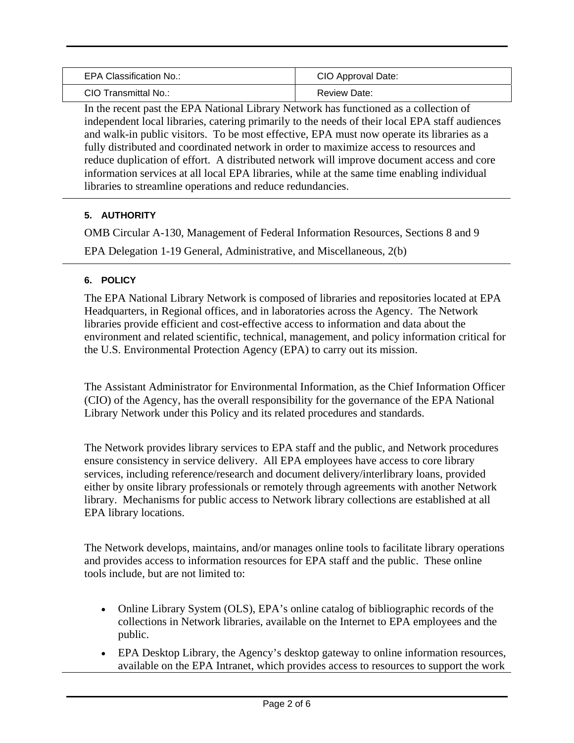| EPA Classification No.: | CIO Approval Date: |
| --- | --- |
| CIO Transmittal No.: | Review Date: |

In the recent past the EPA National Library Network has functioned as a collection of independent local libraries, catering primarily to the needs of their local EPA staff audiences and walk-in public visitors. To be most effective, EPA must now operate its libraries as a fully distributed and coordinated network in order to maximize access to resources and reduce duplication of effort. A distributed network will improve document access and core information services at all local EPA libraries, while at the same time enabling individual libraries to streamline operations and reduce redundancies.

#### 5. AUTHORITY

OMB Circular A-130, Management of Federal Information Resources, Sections 8 and 9

EPA Delegation 1-19 General, Administrative, and Miscellaneous, 2(b)

#### 6. POLICY

The EPA National Library Network is composed of libraries and repositories located at EPA Headquarters, in Regional offices, and in laboratories across the Agency. The Network libraries provide efficient and cost-effective access to information and data about the environment and related scientific, technical, management, and policy information critical for the U.S. Environmental Protection Agency (EPA) to carry out its mission.

The Assistant Administrator for Environmental Information, as the Chief Information Officer (CIO) of the Agency, has the overall responsibility for the governance of the EPA National Library Network under this Policy and its related procedures and standards.

The Network provides library services to EPA staff and the public, and Network procedures ensure consistency in service delivery. All EPA employees have access to core library services, including reference/research and document delivery/interlibrary loans, provided either by onsite library professionals or remotely through agreements with another Network library. Mechanisms for public access to Network library collections are established at all EPA library locations.

The Network develops, maintains, and/or manages online tools to facilitate library operations and provides access to information resources for EPA staff and the public. These online tools include, but are not limited to:

- Online Library System (OLS), EPA's online catalog of bibliographic records of the collections in Network libraries, available on the Internet to EPA employees and the public.
- EPA Desktop Library, the Agency's desktop gateway to online information resources, available on the EPA Intranet, which provides access to resources to support the work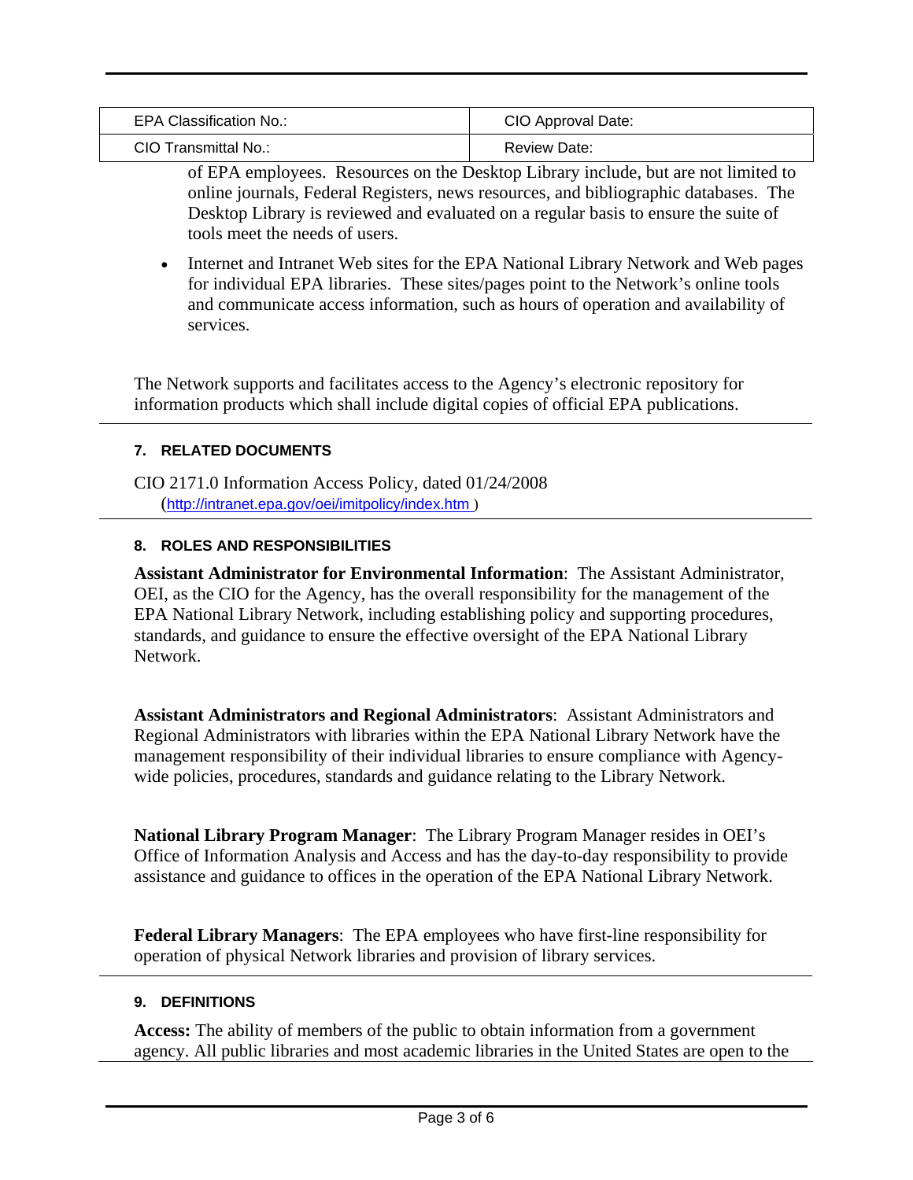of EPA employees. Resources on the Desktop Library include, but are not limited to online journals, Federal Registers, news resources, and bibliographic databases. The Desktop Library is reviewed and evaluated on a regular basis to ensure the suite of tools meet the needs of users.

- Internet and Intranet Web sites for the EPA National Library Network and Web pages for individual EPA libraries. These sites/pages point to the Network's online tools and communicate access information, such as hours of operation and availability of services.

The Network supports and facilitates access to the Agency's electronic repository for information products which shall include digital copies of official EPA publications.

## 7. RELATED DOCUMENTS

CIO 2171.0 Information Access Policy, dated 01/24/2008 (http://intranet.epa.gov/oei/imitpolicy/index.htm )

## 8. ROLES AND RESPONSIBILITIES

**Assistant Administrator for Environmental Information**: The Assistant Administrator, OEI, as the CIO for the Agency, has the overall responsibility for the management of the EPA National Library Network, including establishing policy and supporting procedures, standards, and guidance to ensure the effective oversight of the EPA National Library Network.

**Assistant Administrators and Regional Administrators**: Assistant Administrators and Regional Administrators with libraries within the EPA National Library Network have the management responsibility of their individual libraries to ensure compliance with Agency-wide policies, procedures, standards and guidance relating to the Library Network.

**National Library Program Manager**: The Library Program Manager resides in OEI's Office of Information Analysis and Access and has the day-to-day responsibility to provide assistance and guidance to offices in the operation of the EPA National Library Network.

**Federal Library Managers**: The EPA employees who have first-line responsibility for operation of physical Network libraries and provision of library services.

## 9. DEFINITIONS

**Access:** The ability of members of the public to obtain information from a government agency. All public libraries and most academic libraries in the United States are open to the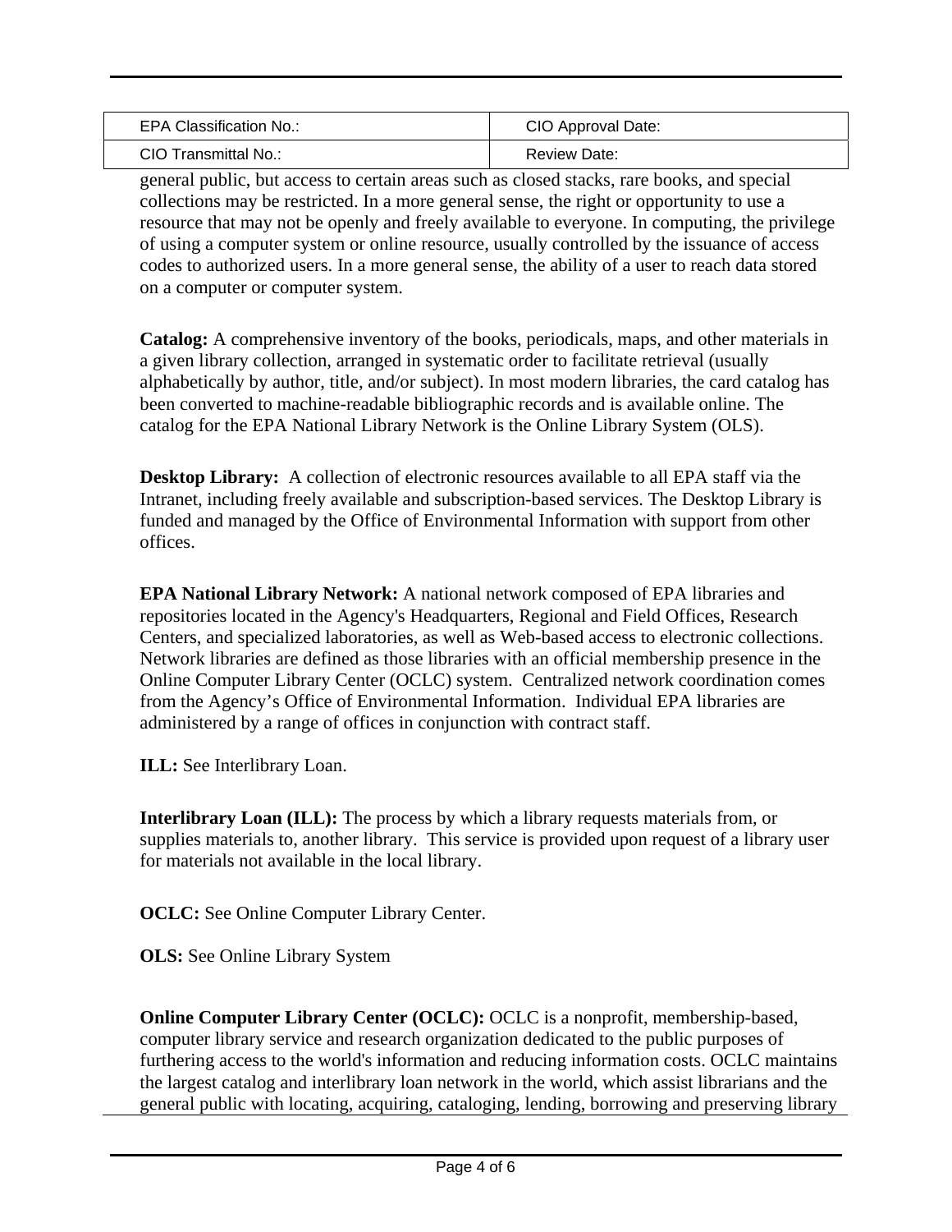| EPA Classification No.: | CIO Approval Date: |
| --- | --- |
| CIO Transmittal No.: | Review Date: |

general public, but access to certain areas such as closed stacks, rare books, and special collections may be restricted. In a more general sense, the right or opportunity to use a resource that may not be openly and freely available to everyone. In computing, the privilege of using a computer system or online resource, usually controlled by the issuance of access codes to authorized users. In a more general sense, the ability of a user to reach data stored on a computer or computer system.

**Catalog:** A comprehensive inventory of the books, periodicals, maps, and other materials in a given library collection, arranged in systematic order to facilitate retrieval (usually alphabetically by author, title, and/or subject). In most modern libraries, the card catalog has been converted to machine-readable bibliographic records and is available online. The catalog for the EPA National Library Network is the Online Library System (OLS).

**Desktop Library:** A collection of electronic resources available to all EPA staff via the Intranet, including freely available and subscription-based services. The Desktop Library is funded and managed by the Office of Environmental Information with support from other offices.

**EPA National Library Network:** A national network composed of EPA libraries and repositories located in the Agency's Headquarters, Regional and Field Offices, Research Centers, and specialized laboratories, as well as Web-based access to electronic collections. Network libraries are defined as those libraries with an official membership presence in the Online Computer Library Center (OCLC) system. Centralized network coordination comes from the Agency's Office of Environmental Information. Individual EPA libraries are administered by a range of offices in conjunction with contract staff.

**ILL:** See Interlibrary Loan.

**Interlibrary Loan (ILL):** The process by which a library requests materials from, or supplies materials to, another library. This service is provided upon request of a library user for materials not available in the local library.

**OCLC:** See Online Computer Library Center.

**OLS:** See Online Library System

**Online Computer Library Center (OCLC):** OCLC is a nonprofit, membership-based, computer library service and research organization dedicated to the public purposes of furthering access to the world's information and reducing information costs. OCLC maintains the largest catalog and interlibrary loan network in the world, which assist librarians and the general public with locating, acquiring, cataloging, lending, borrowing and preserving library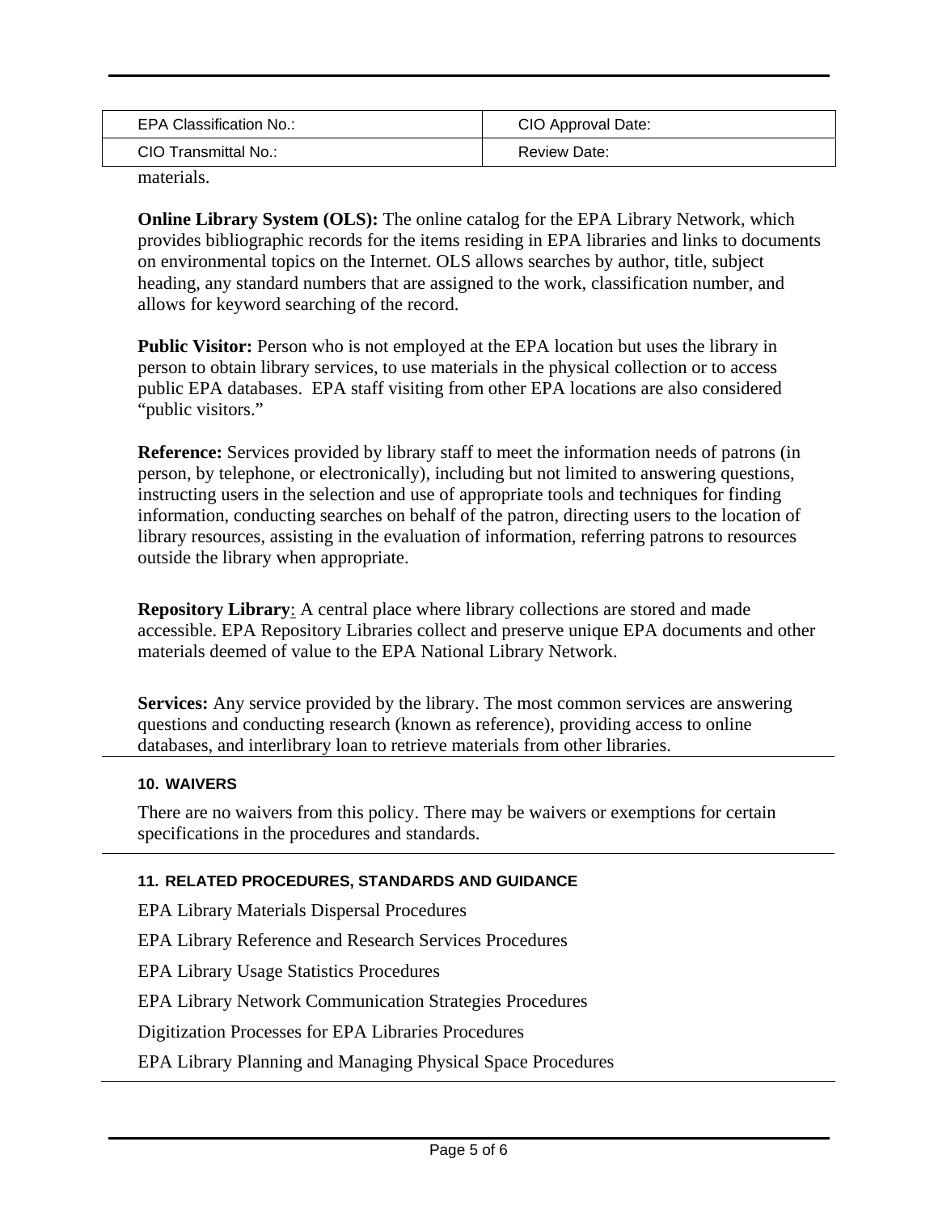materials.

**Online Library System (OLS):** The online catalog for the EPA Library Network, which provides bibliographic records for the items residing in EPA libraries and links to documents on environmental topics on the Internet. OLS allows searches by author, title, subject heading, any standard numbers that are assigned to the work, classification number, and allows for keyword searching of the record.

**Public Visitor:** Person who is not employed at the EPA location but uses the library in person to obtain library services, to use materials in the physical collection or to access public EPA databases. EPA staff visiting from other EPA locations are also considered "public visitors."

**Reference:** Services provided by library staff to meet the information needs of patrons (in person, by telephone, or electronically), including but not limited to answering questions, instructing users in the selection and use of appropriate tools and techniques for finding information, conducting searches on behalf of the patron, directing users to the location of library resources, assisting in the evaluation of information, referring patrons to resources outside the library when appropriate.

**Repository Library**: A central place where library collections are stored and made accessible. EPA Repository Libraries collect and preserve unique EPA documents and other materials deemed of value to the EPA National Library Network.

**Services:** Any service provided by the library. The most common services are answering questions and conducting research (known as reference), providing access to online databases, and interlibrary loan to retrieve materials from other libraries.

## 10. WAIVERS

There are no waivers from this policy. There may be waivers or exemptions for certain specifications in the procedures and standards.

## 11. RELATED PROCEDURES, STANDARDS AND GUIDANCE

EPA Library Materials Dispersal Procedures

EPA Library Reference and Research Services Procedures

EPA Library Usage Statistics Procedures

EPA Library Network Communication Strategies Procedures

Digitization Processes for EPA Libraries Procedures

EPA Library Planning and Managing Physical Space Procedures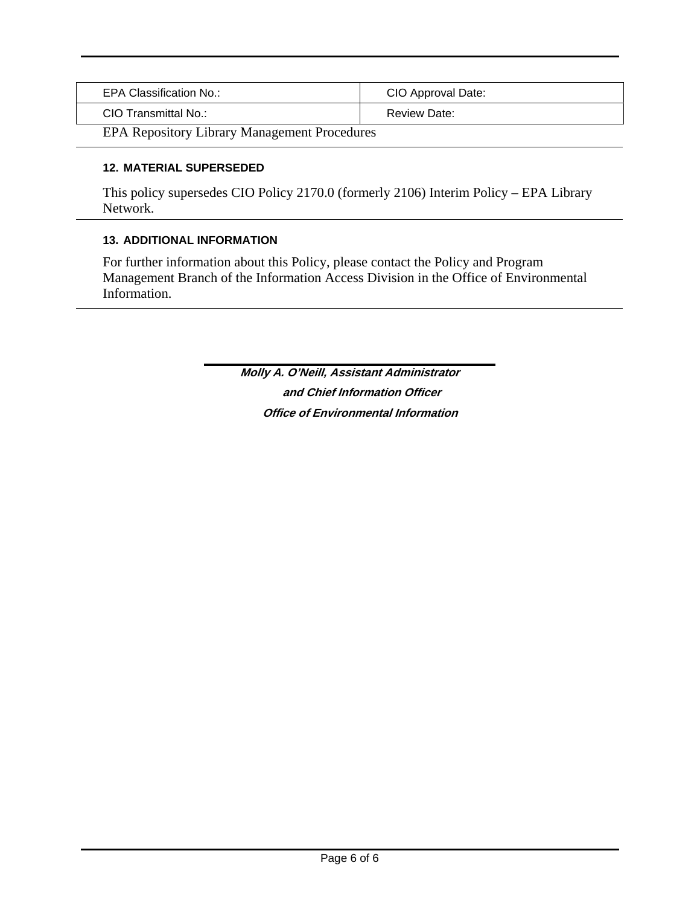| EPA Classification No.: | CIO Approval Date: |
| --- | --- |
| CIO Transmittal No.: | Review Date: |

EPA Repository Library Management Procedures

### 12. MATERIAL SUPERSEDED

This policy supersedes CIO Policy 2170.0 (formerly 2106) Interim Policy – EPA Library Network.

### 13. ADDITIONAL INFORMATION

For further information about this Policy, please contact the Policy and Program Management Branch of the Information Access Division in the Office of Environmental Information.

***Molly A. O'Neill, Assistant Administrator***
***and Chief Information Officer***
***Office of Environmental Information***